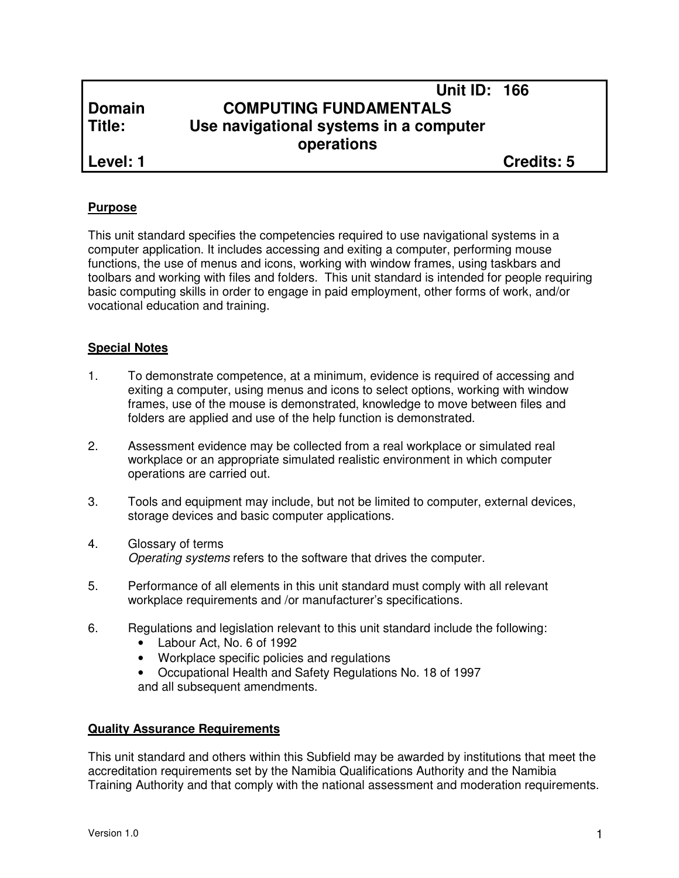| | | |
|---|---|---|
| | | **Unit ID: 166** |
| **Domain** | **COMPUTING FUNDAMENTALS** | |
| **Title:** | **Use navigational systems in a computer operations** | |
| **Level: 1** | | **Credits: 5** |

## Purpose

This unit standard specifies the competencies required to use navigational systems in a computer application. It includes accessing and exiting a computer, performing mouse functions, the use of menus and icons, working with window frames, using taskbars and toolbars and working with files and folders. This unit standard is intended for people requiring basic computing skills in order to engage in paid employment, other forms of work, and/or vocational education and training.

## Special Notes

1. To demonstrate competence, at a minimum, evidence is required of accessing and exiting a computer, using menus and icons to select options, working with window frames, use of the mouse is demonstrated, knowledge to move between files and folders are applied and use of the help function is demonstrated.

2. Assessment evidence may be collected from a real workplace or simulated real workplace or an appropriate simulated realistic environment in which computer operations are carried out.

3. Tools and equipment may include, but not be limited to computer, external devices, storage devices and basic computer applications.

4. Glossary of terms
   *Operating systems* refers to the software that drives the computer.

5. Performance of all elements in this unit standard must comply with all relevant workplace requirements and /or manufacturer's specifications.

6. Regulations and legislation relevant to this unit standard include the following:
   - Labour Act, No. 6 of 1992
   - Workplace specific policies and regulations
   - Occupational Health and Safety Regulations No. 18 of 1997

   and all subsequent amendments.

## Quality Assurance Requirements

This unit standard and others within this Subfield may be awarded by institutions that meet the accreditation requirements set by the Namibia Qualifications Authority and the Namibia Training Authority and that comply with the national assessment and moderation requirements.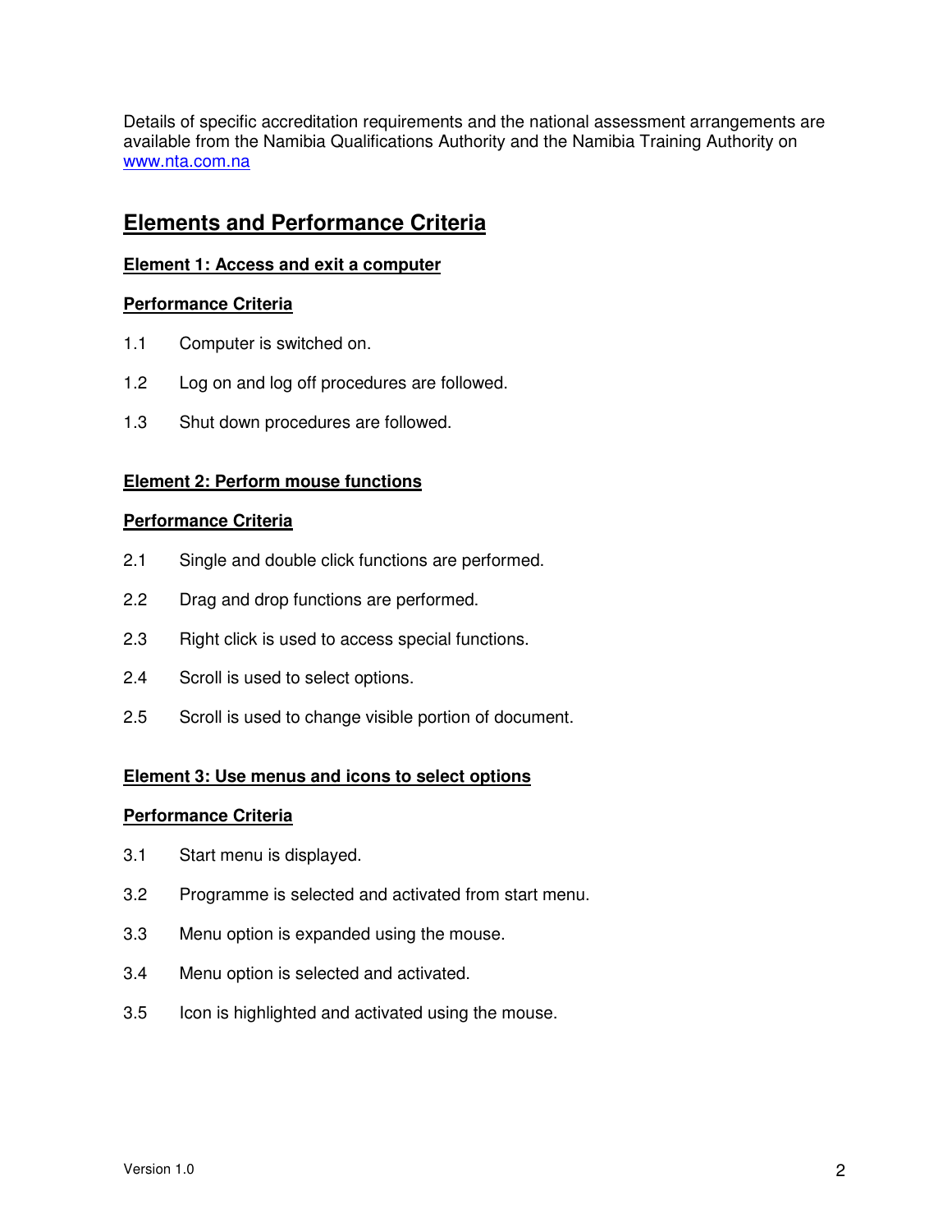Details of specific accreditation requirements and the national assessment arrangements are available from the Namibia Qualifications Authority and the Namibia Training Authority on [www.nta.com.na](http://www.nta.com.na)

## Elements and Performance Criteria

### Element 1: Access and exit a computer

**Performance Criteria**

1.1 Computer is switched on.

1.2 Log on and log off procedures are followed.

1.3 Shut down procedures are followed.

### Element 2: Perform mouse functions

**Performance Criteria**

2.1 Single and double click functions are performed.

2.2 Drag and drop functions are performed.

2.3 Right click is used to access special functions.

2.4 Scroll is used to select options.

2.5 Scroll is used to change visible portion of document.

### Element 3: Use menus and icons to select options

**Performance Criteria**

3.1 Start menu is displayed.

3.2 Programme is selected and activated from start menu.

3.3 Menu option is expanded using the mouse.

3.4 Menu option is selected and activated.

3.5 Icon is highlighted and activated using the mouse.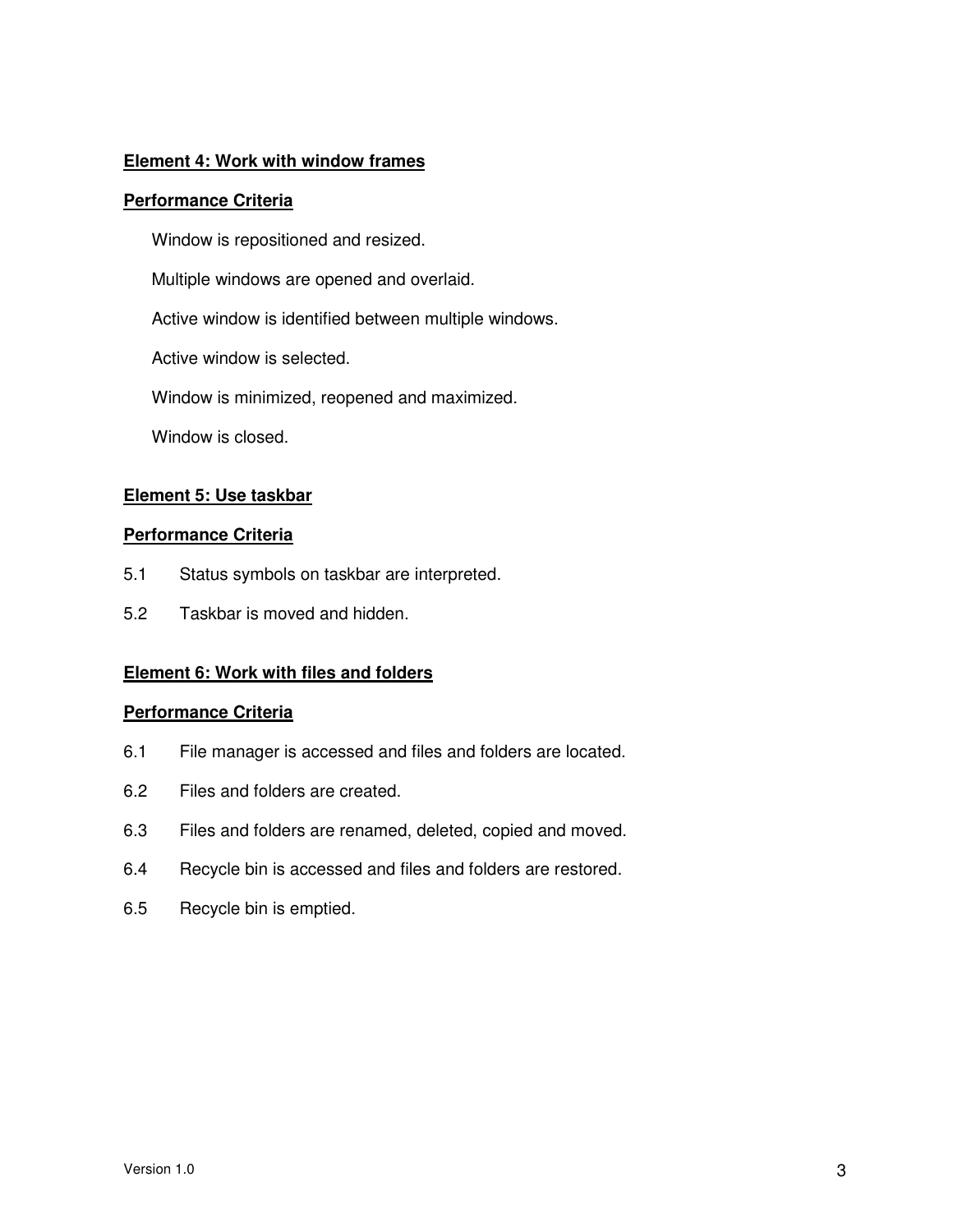**Element 4: Work with window frames**

**Performance Criteria**

Window is repositioned and resized.

Multiple windows are opened and overlaid.

Active window is identified between multiple windows.

Active window is selected.

Window is minimized, reopened and maximized.

Window is closed.

**Element 5: Use taskbar**

**Performance Criteria**

5.1 Status symbols on taskbar are interpreted.

5.2 Taskbar is moved and hidden.

**Element 6: Work with files and folders**

**Performance Criteria**

6.1 File manager is accessed and files and folders are located.

6.2 Files and folders are created.

6.3 Files and folders are renamed, deleted, copied and moved.

6.4 Recycle bin is accessed and files and folders are restored.

6.5 Recycle bin is emptied.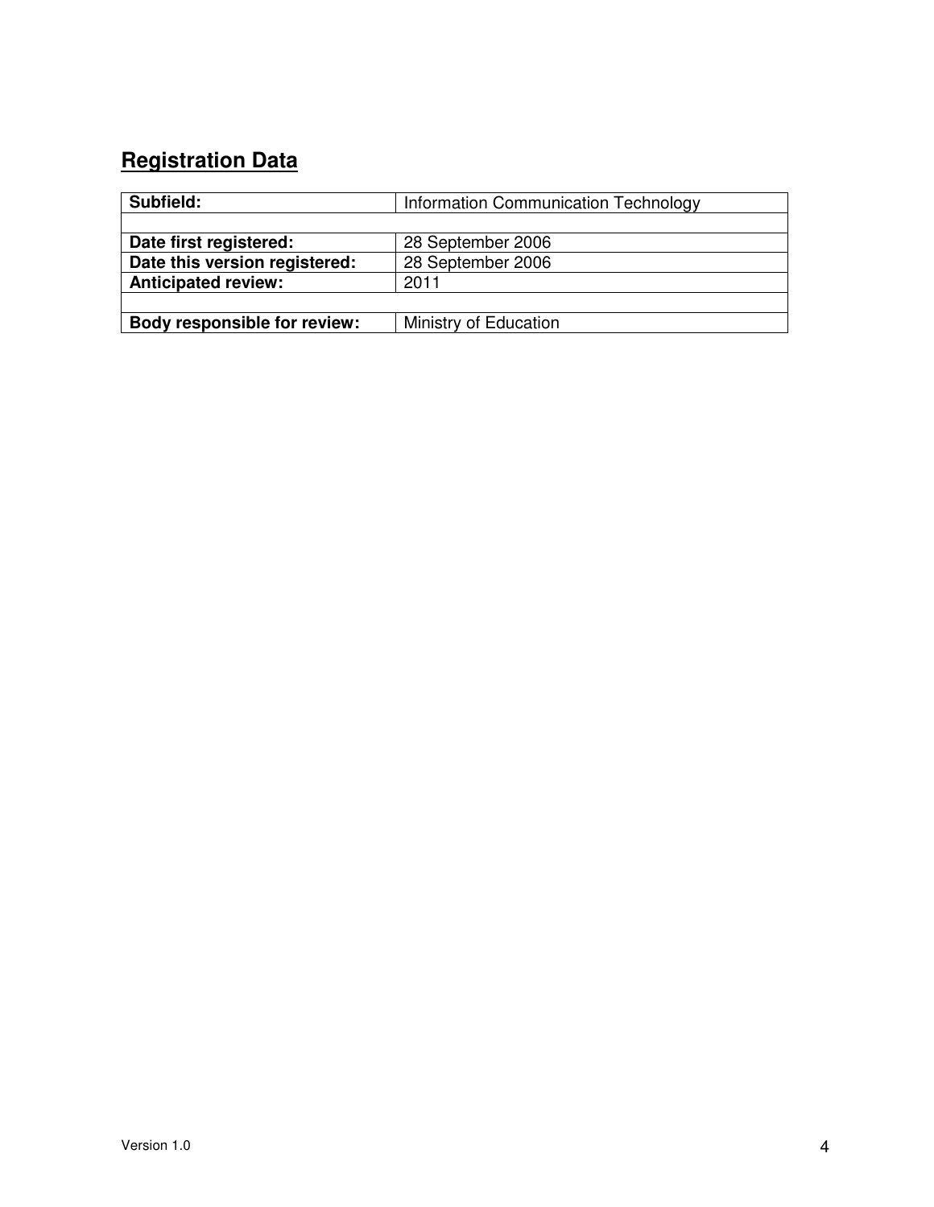## Registration Data

| | |
|---|---|
| **Subfield:** | Information Communication Technology |
| | |
| **Date first registered:** | 28 September 2006 |
| **Date this version registered:** | 28 September 2006 |
| **Anticipated review:** | 2011 |
| | |
| **Body responsible for review:** | Ministry of Education |